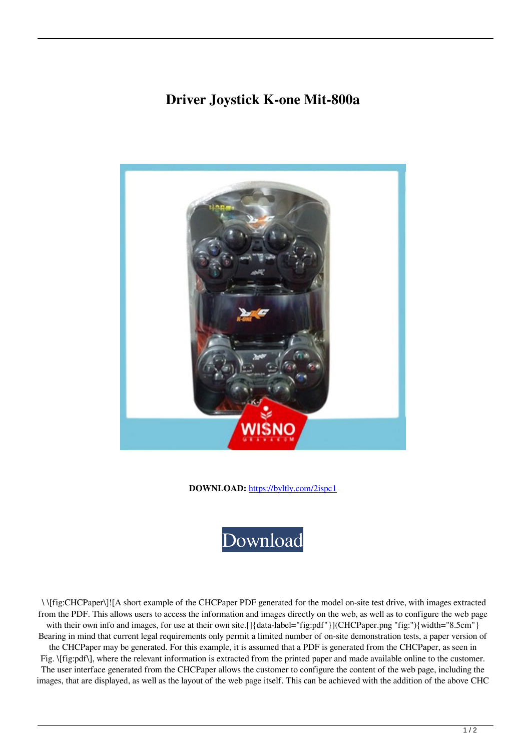# Driver Joystick K-one Mit-800a

**DOWNLOAD:** https://byltly.com/2ispc1

Download

\ \[fig:CHCPaper\]![A short example of the CHCPaper PDF generated for the model on-site test drive, with images extracted from the PDF. This allows users to access the information and images directly on the web, as well as to configure the web page with their own info and images, for use at their own site.[]{data-label="fig:pdf"}](CHCPaper.png "fig:"){width="8.5cm"} Bearing in mind that current legal requirements only permit a limited number of on-site demonstration tests, a paper version of the CHCPaper may be generated. For this example, it is assumed that a PDF is generated from the CHCPaper, as seen in Fig. \[fig:pdf\], where the relevant information is extracted from the printed paper and made available online to the customer. The user interface generated from the CHCPaper allows the customer to configure the content of the web page, including the images, that are displayed, as well as the layout of the web page itself. This can be achieved with the addition of the above CHC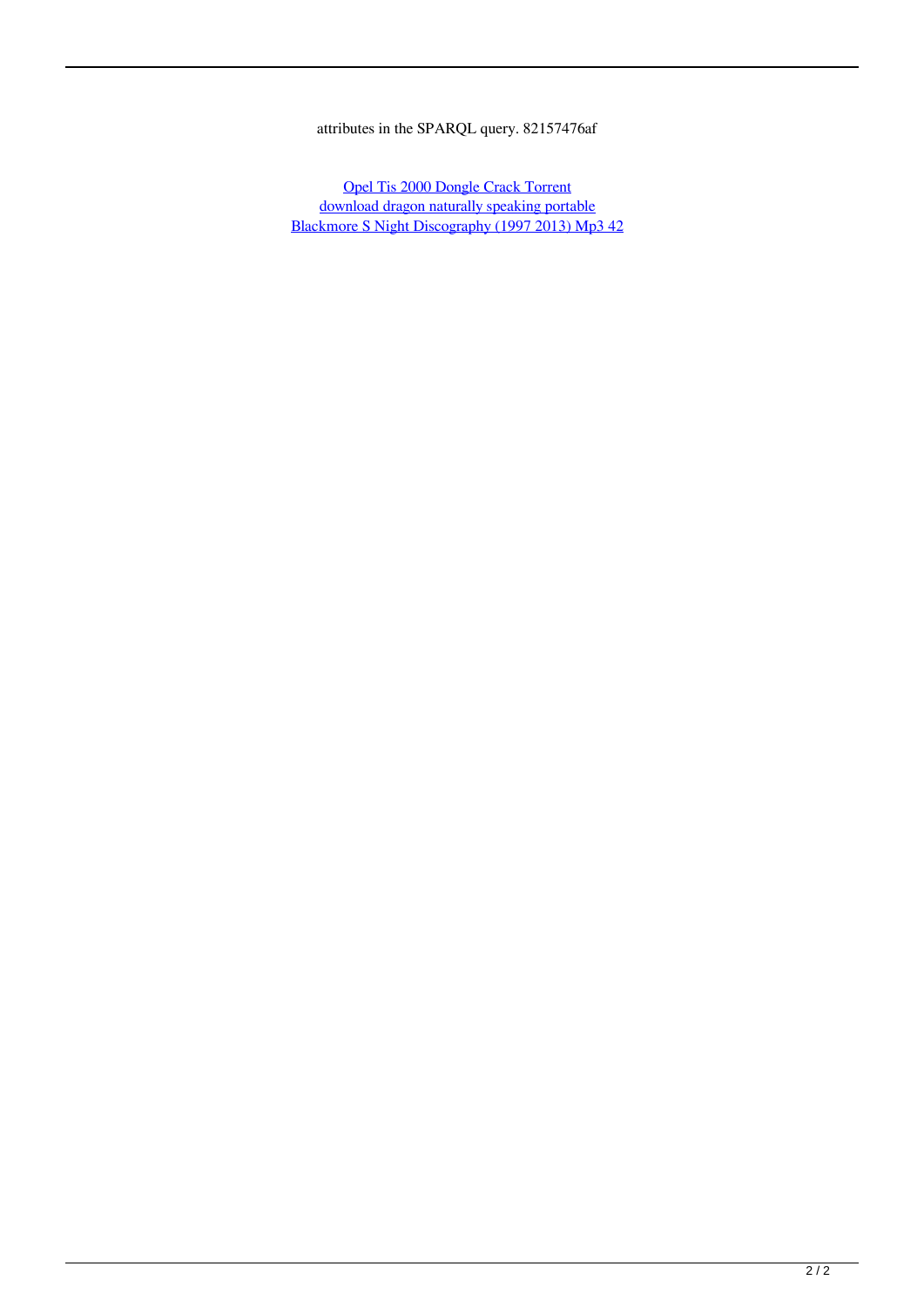attributes in the SPARQL query. 82157476af

Opel Tis 2000 Dongle Crack Torrent
download dragon naturally speaking portable
Blackmore S Night Discography (1997 2013) Mp3 42